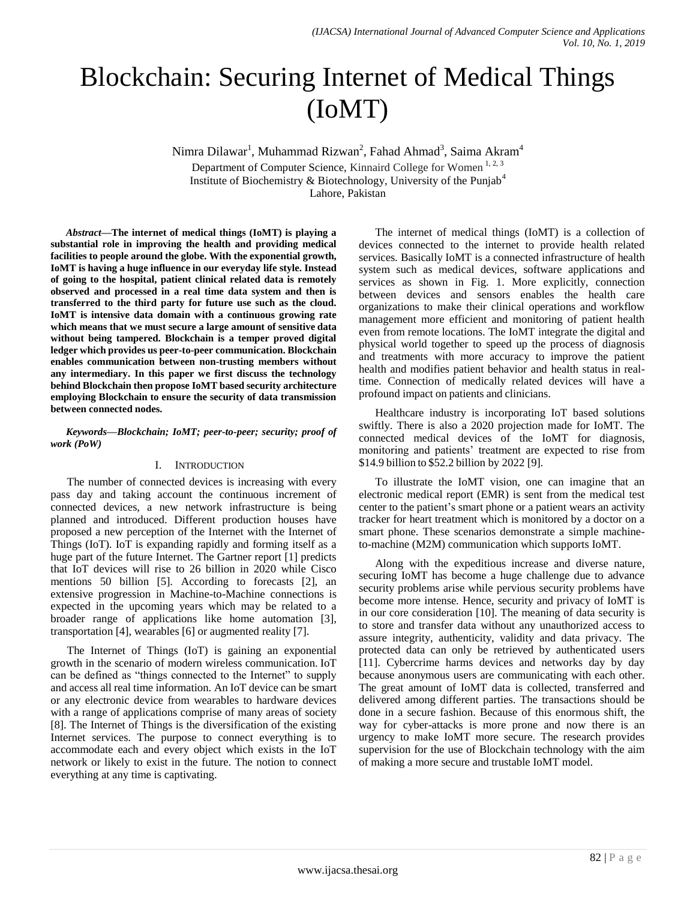# Blockchain: Securing Internet of Medical Things (IoMT)

Nimra Dilawar[1], Muhammad Rizwan[2], Fahad Ahmad[3], Saima Akram[4]

Department of Computer Science, Kinnaird College for Women [1, 2, 3]
Institute of Biochemistry & Biotechnology, University of the Punjab[4]
Lahore, Pakistan

***Abstract*—The internet of medical things (IoMT) is playing a substantial role in improving the health and providing medical facilities to people around the globe. With the exponential growth, IoMT is having a huge influence in our everyday life style. Instead of going to the hospital, patient clinical related data is remotely observed and processed in a real time data system and then is transferred to the third party for future use such as the cloud. IoMT is intensive data domain with a continuous growing rate which means that we must secure a large amount of sensitive data without being tampered. Blockchain is a temper proved digital ledger which provides us peer-to-peer communication. Blockchain enables communication between non-trusting members without any intermediary. In this paper we first discuss the technology behind Blockchain then propose IoMT based security architecture employing Blockchain to ensure the security of data transmission between connected nodes.**

***Keywords*—Blockchain; IoMT; peer-to-peer; security; proof of work (PoW)**

## I. Introduction

The number of connected devices is increasing with every pass day and taking account the continuous increment of connected devices, a new network infrastructure is being planned and introduced. Different production houses have proposed a new perception of the Internet with the Internet of Things (IoT). IoT is expanding rapidly and forming itself as a huge part of the future Internet. The Gartner report [1] predicts that IoT devices will rise to 26 billion in 2020 while Cisco mentions 50 billion [5]. According to forecasts [2], an extensive progression in Machine-to-Machine connections is expected in the upcoming years which may be related to a broader range of applications like home automation [3], transportation [4], wearables [6] or augmented reality [7].

The Internet of Things (IoT) is gaining an exponential growth in the scenario of modern wireless communication. IoT can be defined as "things connected to the Internet" to supply and access all real time information. An IoT device can be smart or any electronic device from wearables to hardware devices with a range of applications comprise of many areas of society [8]. The Internet of Things is the diversification of the existing Internet services. The purpose to connect everything is to accommodate each and every object which exists in the IoT network or likely to exist in the future. The notion to connect everything at any time is captivating.

The internet of medical things (IoMT) is a collection of devices connected to the internet to provide health related services. Basically IoMT is a connected infrastructure of health system such as medical devices, software applications and services as shown in Fig. 1. More explicitly, connection between devices and sensors enables the health care organizations to make their clinical operations and workflow management more efficient and monitoring of patient health even from remote locations. The IoMT integrate the digital and physical world together to speed up the process of diagnosis and treatments with more accuracy to improve the patient health and modifies patient behavior and health status in real-time. Connection of medically related devices will have a profound impact on patients and clinicians.

Healthcare industry is incorporating IoT based solutions swiftly. There is also a 2020 projection made for IoMT. The connected medical devices of the IoMT for diagnosis, monitoring and patients' treatment are expected to rise from \$14.9 billion to \$52.2 billion by 2022 [9].

To illustrate the IoMT vision, one can imagine that an electronic medical report (EMR) is sent from the medical test center to the patient's smart phone or a patient wears an activity tracker for heart treatment which is monitored by a doctor on a smart phone. These scenarios demonstrate a simple machine-to-machine (M2M) communication which supports IoMT.

Along with the expeditious increase and diverse nature, securing IoMT has become a huge challenge due to advance security problems arise while pervious security problems have become more intense. Hence, security and privacy of IoMT is in our core consideration [10]. The meaning of data security is to store and transfer data without any unauthorized access to assure integrity, authenticity, validity and data privacy. The protected data can only be retrieved by authenticated users [11]. Cybercrime harms devices and networks day by day because anonymous users are communicating with each other. The great amount of IoMT data is collected, transferred and delivered among different parties. The transactions should be done in a secure fashion. Because of this enormous shift, the way for cyber-attacks is more prone and now there is an urgency to make IoMT more secure. The research provides supervision for the use of Blockchain technology with the aim of making a more secure and trustable IoMT model.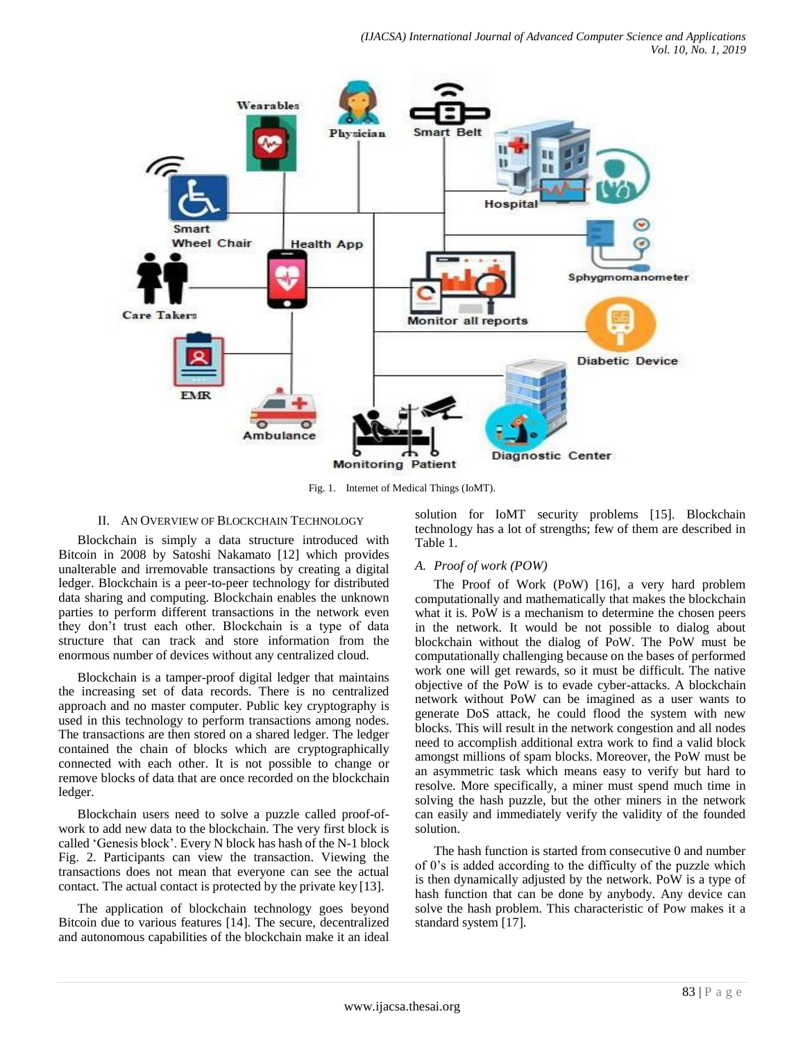Fig. 1. Internet of Medical Things (IoMT).

## II. An Overview of Blockchain Technology

Blockchain is simply a data structure introduced with Bitcoin in 2008 by Satoshi Nakamato [12] which provides unalterable and irremovable transactions by creating a digital ledger. Blockchain is a peer-to-peer technology for distributed data sharing and computing. Blockchain enables the unknown parties to perform different transactions in the network even they don't trust each other. Blockchain is a type of data structure that can track and store information from the enormous number of devices without any centralized cloud.

Blockchain is a tamper-proof digital ledger that maintains the increasing set of data records. There is no centralized approach and no master computer. Public key cryptography is used in this technology to perform transactions among nodes. The transactions are then stored on a shared ledger. The ledger contained the chain of blocks which are cryptographically connected with each other. It is not possible to change or remove blocks of data that are once recorded on the blockchain ledger.

Blockchain users need to solve a puzzle called proof-of-work to add new data to the blockchain. The very first block is called 'Genesis block'. Every N block has hash of the N-1 block Fig. 2. Participants can view the transaction. Viewing the transactions does not mean that everyone can see the actual contact. The actual contact is protected by the private key [13].

The application of blockchain technology goes beyond Bitcoin due to various features [14]. The secure, decentralized and autonomous capabilities of the blockchain make it an ideal solution for IoMT security problems [15]. Blockchain technology has a lot of strengths; few of them are described in Table 1.

### *A. Proof of work (POW)*

The Proof of Work (PoW) [16], a very hard problem computationally and mathematically that makes the blockchain what it is. PoW is a mechanism to determine the chosen peers in the network. It would be not possible to dialog about blockchain without the dialog of PoW. The PoW must be computationally challenging because on the bases of performed work one will get rewards, so it must be difficult. The native objective of the PoW is to evade cyber-attacks. A blockchain network without PoW can be imagined as a user wants to generate DoS attack, he could flood the system with new blocks. This will result in the network congestion and all nodes need to accomplish additional extra work to find a valid block amongst millions of spam blocks. Moreover, the PoW must be an asymmetric task which means easy to verify but hard to resolve. More specifically, a miner must spend much time in solving the hash puzzle, but the other miners in the network can easily and immediately verify the validity of the founded solution.

The hash function is started from consecutive 0 and number of 0's is added according to the difficulty of the puzzle which is then dynamically adjusted by the network. PoW is a type of hash function that can be done by anybody. Any device can solve the hash problem. This characteristic of Pow makes it a standard system [17].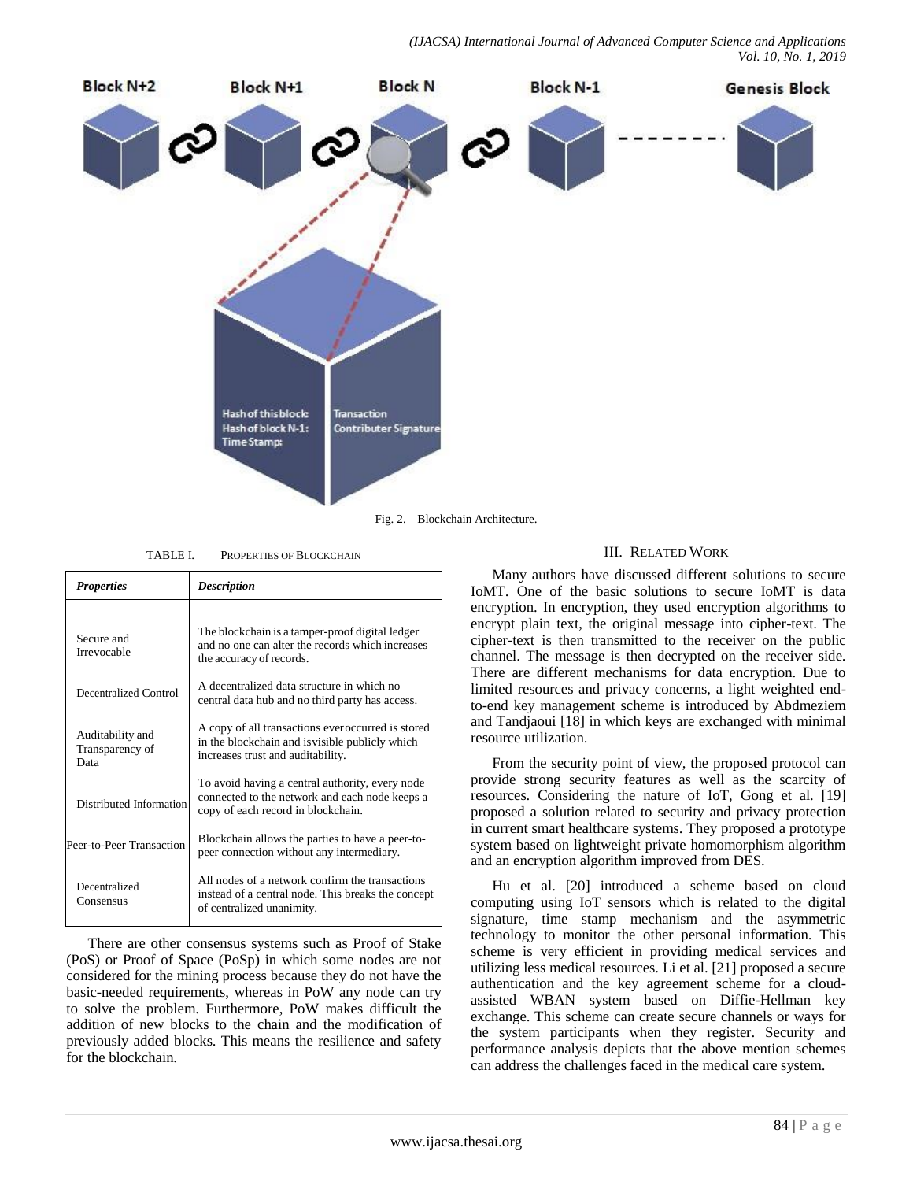Fig. 2. Blockchain Architecture.

TABLE I. PROPERTIES OF BLOCKCHAIN

| ***Properties*** | ***Description*** |
|---|---|
| Secure and Irrevocable | The blockchain is a tamper-proof digital ledger and no one can alter the records which increases the accuracy of records. |
| Decentralized Control | A decentralized data structure in which no central data hub and no third party has access. |
| Auditability and Transparency of Data | A copy of all transactions everoccurred is stored in the blockchain and isvisible publicly which increases trust and auditability. |
| Distributed Information | To avoid having a central authority, every node connected to the network and each node keeps a copy of each record in blockchain. |
| Peer-to-Peer Transaction | Blockchain allows the parties to have a peer-to-peer connection without any intermediary. |
| Decentralized Consensus | All nodes of a network confirm the transactions instead of a central node. This breaks the concept of centralized unanimity. |

There are other consensus systems such as Proof of Stake (PoS) or Proof of Space (PoSp) in which some nodes are not considered for the mining process because they do not have the basic-needed requirements, whereas in PoW any node can try to solve the problem. Furthermore, PoW makes difficult the addition of new blocks to the chain and the modification of previously added blocks. This means the resilience and safety for the blockchain.

## III. RELATED WORK

Many authors have discussed different solutions to secure IoMT. One of the basic solutions to secure IoMT is data encryption. In encryption, they used encryption algorithms to encrypt plain text, the original message into cipher-text. The cipher-text is then transmitted to the receiver on the public channel. The message is then decrypted on the receiver side. There are different mechanisms for data encryption. Due to limited resources and privacy concerns, a light weighted end-to-end key management scheme is introduced by Abdmeziem and Tandjaoui [18] in which keys are exchanged with minimal resource utilization.

From the security point of view, the proposed protocol can provide strong security features as well as the scarcity of resources. Considering the nature of IoT, Gong et al. [19] proposed a solution related to security and privacy protection in current smart healthcare systems. They proposed a prototype system based on lightweight private homomorphism algorithm and an encryption algorithm improved from DES.

Hu et al. [20] introduced a scheme based on cloud computing using IoT sensors which is related to the digital signature, time stamp mechanism and the asymmetric technology to monitor the other personal information. This scheme is very efficient in providing medical services and utilizing less medical resources. Li et al. [21] proposed a secure authentication and the key agreement scheme for a cloud-assisted WBAN system based on Diffie-Hellman key exchange. This scheme can create secure channels or ways for the system participants when they register. Security and performance analysis depicts that the above mention schemes can address the challenges faced in the medical care system.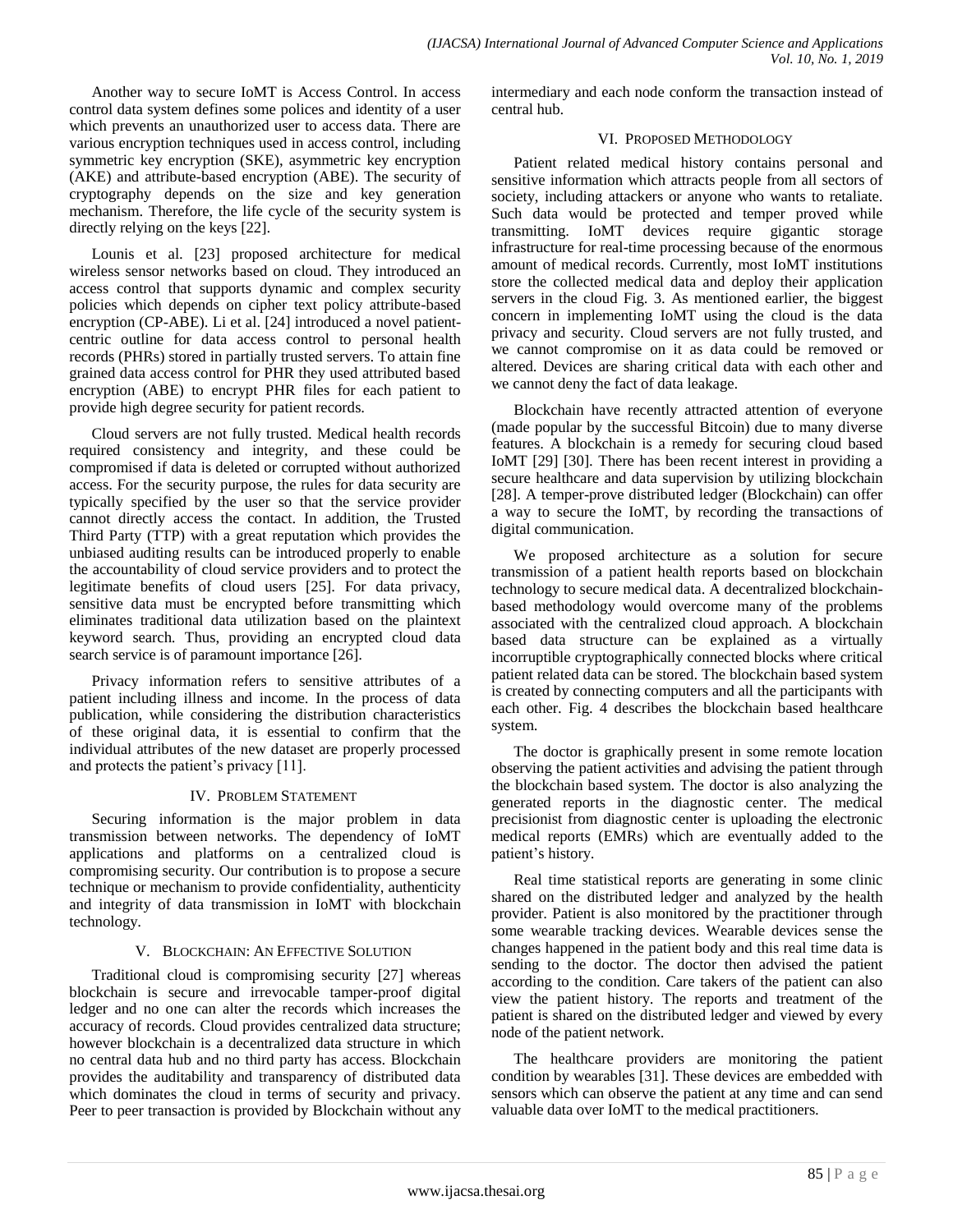Another way to secure IoMT is Access Control. In access control data system defines some polices and identity of a user which prevents an unauthorized user to access data. There are various encryption techniques used in access control, including symmetric key encryption (SKE), asymmetric key encryption (AKE) and attribute-based encryption (ABE). The security of cryptography depends on the size and key generation mechanism. Therefore, the life cycle of the security system is directly relying on the keys [22].

Lounis et al. [23] proposed architecture for medical wireless sensor networks based on cloud. They introduced an access control that supports dynamic and complex security policies which depends on cipher text policy attribute-based encryption (CP-ABE). Li et al. [24] introduced a novel patient-centric outline for data access control to personal health records (PHRs) stored in partially trusted servers. To attain fine grained data access control for PHR they used attributed based encryption (ABE) to encrypt PHR files for each patient to provide high degree security for patient records.

Cloud servers are not fully trusted. Medical health records required consistency and integrity, and these could be compromised if data is deleted or corrupted without authorized access. For the security purpose, the rules for data security are typically specified by the user so that the service provider cannot directly access the contact. In addition, the Trusted Third Party (TTP) with a great reputation which provides the unbiased auditing results can be introduced properly to enable the accountability of cloud service providers and to protect the legitimate benefits of cloud users [25]. For data privacy, sensitive data must be encrypted before transmitting which eliminates traditional data utilization based on the plaintext keyword search. Thus, providing an encrypted cloud data search service is of paramount importance [26].

Privacy information refers to sensitive attributes of a patient including illness and income. In the process of data publication, while considering the distribution characteristics of these original data, it is essential to confirm that the individual attributes of the new dataset are properly processed and protects the patient's privacy [11].

## IV. Problem Statement

Securing information is the major problem in data transmission between networks. The dependency of IoMT applications and platforms on a centralized cloud is compromising security. Our contribution is to propose a secure technique or mechanism to provide confidentiality, authenticity and integrity of data transmission in IoMT with blockchain technology.

## V. Blockchain: An Effective Solution

Traditional cloud is compromising security [27] whereas blockchain is secure and irrevocable tamper-proof digital ledger and no one can alter the records which increases the accuracy of records. Cloud provides centralized data structure; however blockchain is a decentralized data structure in which no central data hub and no third party has access. Blockchain provides the auditability and transparency of distributed data which dominates the cloud in terms of security and privacy. Peer to peer transaction is provided by Blockchain without any intermediary and each node conform the transaction instead of central hub.

## VI. Proposed Methodology

Patient related medical history contains personal and sensitive information which attracts people from all sectors of society, including attackers or anyone who wants to retaliate. Such data would be protected and temper proved while transmitting. IoMT devices require gigantic storage infrastructure for real-time processing because of the enormous amount of medical records. Currently, most IoMT institutions store the collected medical data and deploy their application servers in the cloud Fig. 3. As mentioned earlier, the biggest concern in implementing IoMT using the cloud is the data privacy and security. Cloud servers are not fully trusted, and we cannot compromise on it as data could be removed or altered. Devices are sharing critical data with each other and we cannot deny the fact of data leakage.

Blockchain have recently attracted attention of everyone (made popular by the successful Bitcoin) due to many diverse features. A blockchain is a remedy for securing cloud based IoMT [29] [30]. There has been recent interest in providing a secure healthcare and data supervision by utilizing blockchain [28]. A temper-prove distributed ledger (Blockchain) can offer a way to secure the IoMT, by recording the transactions of digital communication.

We proposed architecture as a solution for secure transmission of a patient health reports based on blockchain technology to secure medical data. A decentralized blockchain-based methodology would overcome many of the problems associated with the centralized cloud approach. A blockchain based data structure can be explained as a virtually incorruptible cryptographically connected blocks where critical patient related data can be stored. The blockchain based system is created by connecting computers and all the participants with each other. Fig. 4 describes the blockchain based healthcare system.

The doctor is graphically present in some remote location observing the patient activities and advising the patient through the blockchain based system. The doctor is also analyzing the generated reports in the diagnostic center. The medical precisionist from diagnostic center is uploading the electronic medical reports (EMRs) which are eventually added to the patient's history.

Real time statistical reports are generating in some clinic shared on the distributed ledger and analyzed by the health provider. Patient is also monitored by the practitioner through some wearable tracking devices. Wearable devices sense the changes happened in the patient body and this real time data is sending to the doctor. The doctor then advised the patient according to the condition. Care takers of the patient can also view the patient history. The reports and treatment of the patient is shared on the distributed ledger and viewed by every node of the patient network.

The healthcare providers are monitoring the patient condition by wearables [31]. These devices are embedded with sensors which can observe the patient at any time and can send valuable data over IoMT to the medical practitioners.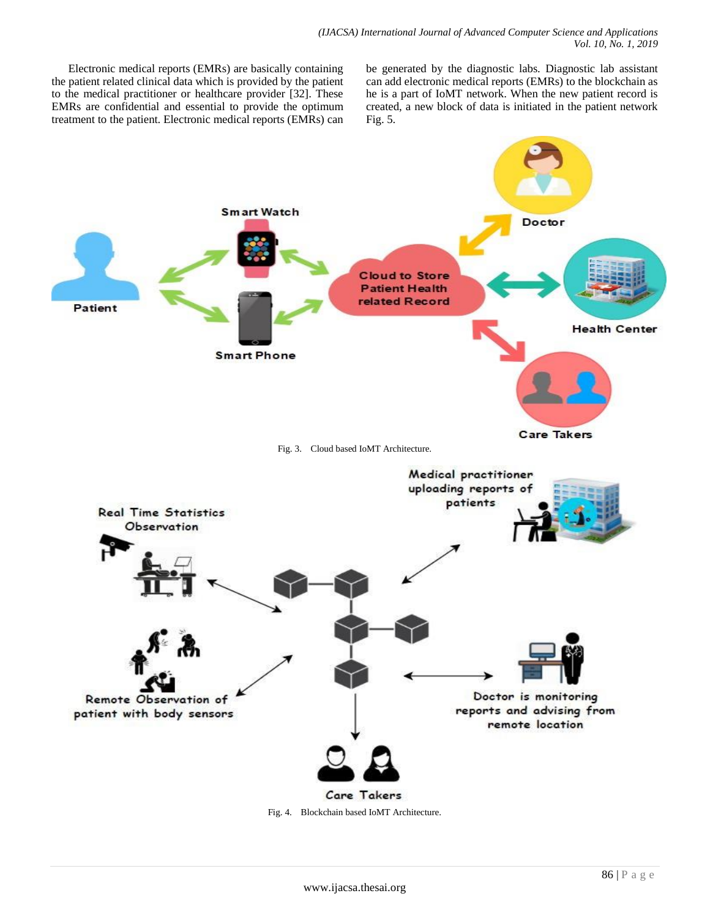Electronic medical reports (EMRs) are basically containing the patient related clinical data which is provided by the patient to the medical practitioner or healthcare provider [32]. These EMRs are confidential and essential to provide the optimum treatment to the patient. Electronic medical reports (EMRs) can be generated by the diagnostic labs. Diagnostic lab assistant can add electronic medical reports (EMRs) to the blockchain as he is a part of IoMT network. When the new patient record is created, a new block of data is initiated in the patient network Fig. 5.

Fig. 3. Cloud based IoMT Architecture.

Fig. 4. Blockchain based IoMT Architecture.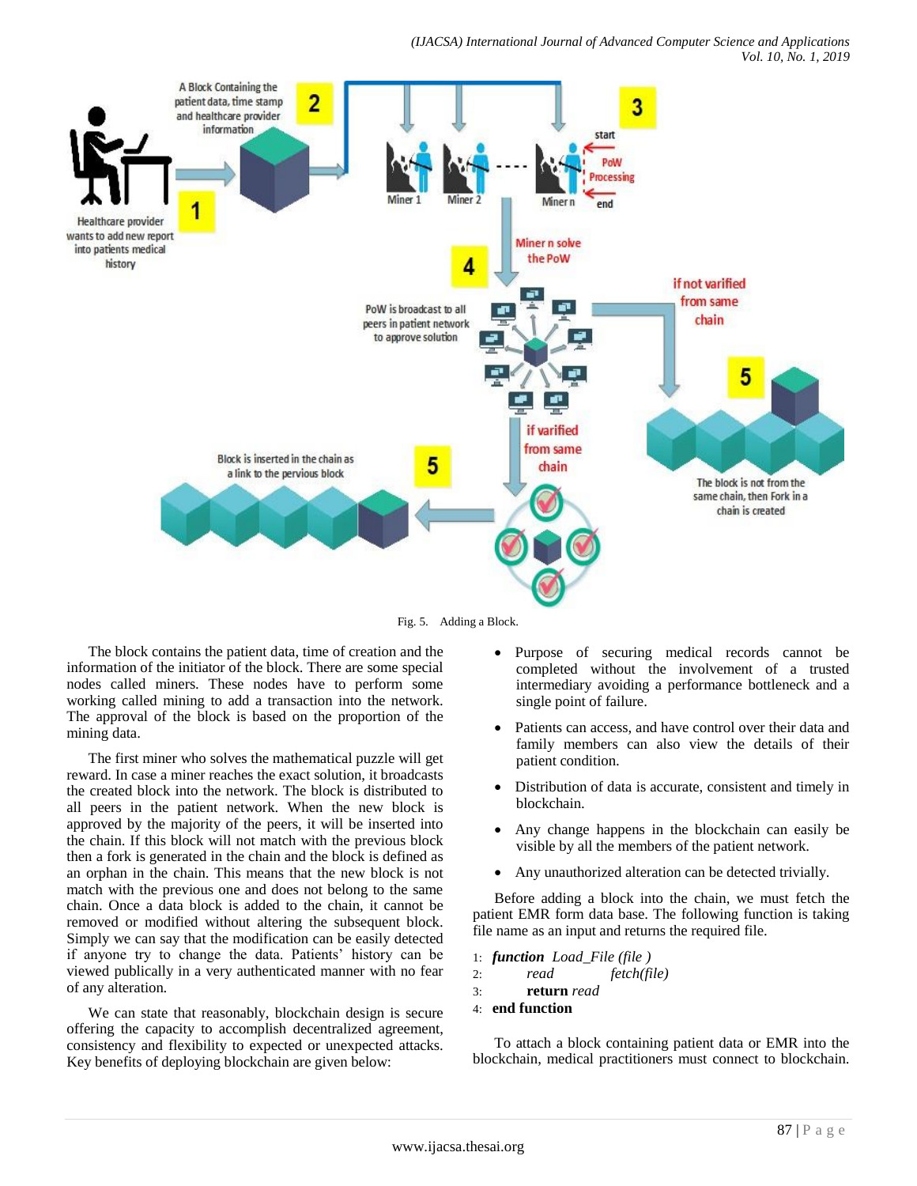Fig. 5. Adding a Block.

The block contains the patient data, time of creation and the information of the initiator of the block. There are some special nodes called miners. These nodes have to perform some working called mining to add a transaction into the network. The approval of the block is based on the proportion of the mining data.

The first miner who solves the mathematical puzzle will get reward. In case a miner reaches the exact solution, it broadcasts the created block into the network. The block is distributed to all peers in the patient network. When the new block is approved by the majority of the peers, it will be inserted into the chain. If this block will not match with the previous block then a fork is generated in the chain and the block is defined as an orphan in the chain. This means that the new block is not match with the previous one and does not belong to the same chain. Once a data block is added to the chain, it cannot be removed or modified without altering the subsequent block. Simply we can say that the modification can be easily detected if anyone try to change the data. Patients' history can be viewed publically in a very authenticated manner with no fear of any alteration.

We can state that reasonably, blockchain design is secure offering the capacity to accomplish decentralized agreement, consistency and flexibility to expected or unexpected attacks. Key benefits of deploying blockchain are given below:

- Purpose of securing medical records cannot be completed without the involvement of a trusted intermediary avoiding a performance bottleneck and a single point of failure.
- Patients can access, and have control over their data and family members can also view the details of their patient condition.
- Distribution of data is accurate, consistent and timely in blockchain.
- Any change happens in the blockchain can easily be visible by all the members of the patient network.
- Any unauthorized alteration can be detected trivially.

Before adding a block into the chain, we must fetch the patient EMR form data base. The following function is taking file name as an input and returns the required file.

```
1: function Load_File (file )
2:       read        fetch(file)
3:       return read
4: end function
```

To attach a block containing patient data or EMR into the blockchain, medical practitioners must connect to blockchain.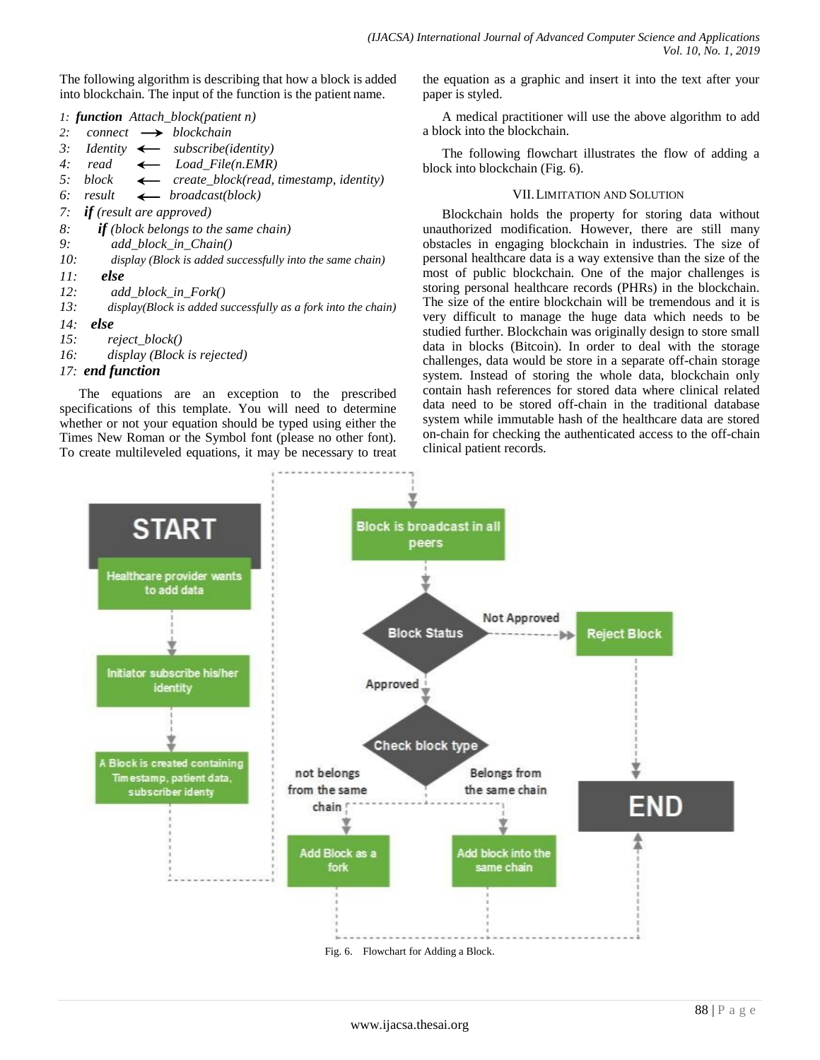The following algorithm is describing that how a block is added into blockchain. The input of the function is the patient name.

```
1:  function Attach_block(patient n)
2:    connect  ⟶  blockchain
3:    Identity  ⟵  subscribe(identity)
4:    read   ⟵  Load_File(n.EMR)
5:    block   ⟵  create_block(read, timestamp, identity)
6:    result  ⟵  broadcast(block)
7:   if (result are approved)
8:     if (block belongs to the same chain)
9:       add_block_in_Chain()
10:      display (Block is added successfully into the same chain)
11:    else
12:      add_block_in_Fork()
13:      display(Block is added successfully as a fork into the chain)
14:  else
15:      reject_block()
16:      display (Block is rejected)
17: end function
```

The equations are an exception to the prescribed specifications of this template. You will need to determine whether or not your equation should be typed using either the Times New Roman or the Symbol font (please no other font). To create multileveled equations, it may be necessary to treat the equation as a graphic and insert it into the text after your paper is styled.

A medical practitioner will use the above algorithm to add a block into the blockchain.

The following flowchart illustrates the flow of adding a block into blockchain (Fig. 6).

## VII. Limitation and Solution

Blockchain holds the property for storing data without unauthorized modification. However, there are still many obstacles in engaging blockchain in industries. The size of personal healthcare data is a way extensive than the size of the most of public blockchain. One of the major challenges is storing personal healthcare records (PHRs) in the blockchain. The size of the entire blockchain will be tremendous and it is very difficult to manage the huge data which needs to be studied further. Blockchain was originally design to store small data in blocks (Bitcoin). In order to deal with the storage challenges, data would be store in a separate off-chain storage system. Instead of storing the whole data, blockchain only contain hash references for stored data where clinical related data need to be stored off-chain in the traditional database system while immutable hash of the healthcare data are stored on-chain for checking the authenticated access to the off-chain clinical patient records.

Fig. 6. Flowchart for Adding a Block.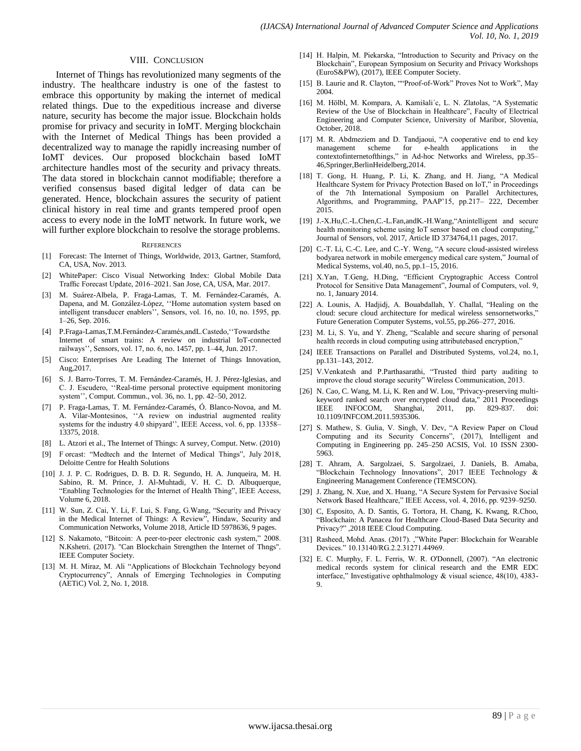## VIII. CONCLUSION

Internet of Things has revolutionized many segments of the industry. The healthcare industry is one of the fastest to embrace this opportunity by making the internet of medical related things. Due to the expeditious increase and diverse nature, security has become the major issue. Blockchain holds promise for privacy and security in IoMT. Merging blockchain with the Internet of Medical Things has been provided a decentralized way to manage the rapidly increasing number of IoMT devices. Our proposed blockchain based IoMT architecture handles most of the security and privacy threats. The data stored in blockchain cannot modifiable; therefore a verified consensus based digital ledger of data can be generated. Hence, blockchain assures the security of patient clinical history in real time and grants tempered proof open access to every node in the IoMT network. In future work, we will further explore blockchain to resolve the storage problems.

## REFERENCES

[1] Forecast: The Internet of Things, Worldwide, 2013, Gartner, Stamford, CA, USA, Nov. 2013.

[2] WhitePaper: Cisco Visual Networking Index: Global Mobile Data Traffic Forecast Update, 2016–2021. San Jose, CA, USA, Mar. 2017.

[3] M. Suárez-Albela, P. Fraga-Lamas, T. M. Fernández-Caramés, A. Dapena, and M. González-López, ''Home automation system based on intelligent transducer enablers'', Sensors, vol. 16, no. 10, no. 1595, pp. 1–26, Sep. 2016.

[4] P.Fraga-Lamas,T.M.Fernández-Caramés,andL.Castedo,''Towardsthe Internet of smart trains: A review on industrial IoT-connected railways'', Sensors, vol. 17, no. 6, no. 1457, pp. 1–44, Jun. 2017.

[5] Cisco: Enterprises Are Leading The Internet of Things Innovation, Aug,2017.

[6] S. J. Barro-Torres, T. M. Fernández-Caramés, H. J. Pérez-Iglesias, and C. J. Escudero, ''Real-time personal protective equipment monitoring system'', Comput. Commun., vol. 36, no. 1, pp. 42–50, 2012.

[7] P. Fraga-Lamas, T. M. Fernández-Caramés, Ó. Blanco-Novoa, and M. A. Vilar-Montesinos, ''A review on industrial augmented reality systems for the industry 4.0 shipyard'', IEEE Access, vol. 6, pp. 13358–13375, 2018.

[8] L. Atzori et al., The Internet of Things: A survey, Comput. Netw. (2010)

[9] F orcast: "Medtech and the Internet of Medical Things", July 2018, Deloitte Centre for Health Solutions

[10] J. J. P. C. Rodrigues, D. B. D. R. Segundo, H. A. Junqueira, M. H. Sabino, R. M. Prince, J. Al-Muhtadi, V. H. C. D. Albuquerque, "Enabling Technologies for the Internet of Health Thing", IEEE Access, Volume 6, 2018.

[11] W. Sun, Z. Cai, Y. Li, F. Lui, S. Fang, G.Wang, "Security and Privacy in the Medical Internet of Things: A Review", Hindaw, Security and Communication Networks, Volume 2018, Article ID 5978636, 9 pages.

[12] S. Nakamoto, "Bitcoin: A peer-to-peer electronic cash system," 2008. N.Kshetri. (2017). "Can Blockchain Strengthen the Internet of Thngs". IEEE Computer Society.

[13] M. H. Miraz, M. Ali "Applications of Blockchain Technology beyond Cryptocurrency", Annals of Emerging Technologies in Computing (AETiC) Vol. 2, No. 1, 2018.

[14] H. Halpin, M. Piekarska, "Introduction to Security and Privacy on the Blockchain", European Symposium on Security and Privacy Workshops (EuroS&PW), (2017), IEEE Computer Society.

[15] B. Laurie and R. Clayton, ""Proof-of-Work" Proves Not to Work", May 2004.

[16] M. Hölbl, M. Kompara, A. Kamišali´c, L. N. Zlatolas, "A Systematic Review of the Use of Blockchain in Healthcare", Faculty of Electrical Engineering and Computer Science, University of Maribor, Slovenia, October, 2018.

[17] M. R. Abdmeziem and D. Tandjaoui, "A cooperative end to end key management scheme for e-health applications in the contextofinternetofthings," in Ad-hoc Networks and Wireless, pp.35–46,Springer,BerlinHeidelberg,2014.

[18] T. Gong, H. Huang, P. Li, K. Zhang, and H. Jiang, "A Medical Healthcare System for Privacy Protection Based on IoT," in Proceedings of the 7th International Symposium on Parallel Architectures, Algorithms, and Programming, PAAP'15, pp.217– 222, December 2015.

[19] J.-X.Hu,C.-L.Chen,C.-L.Fan,andK.-H.Wang,"Anintelligent and secure health monitoring scheme using IoT sensor based on cloud computing," Journal of Sensors, vol. 2017, Article ID 3734764,11 pages, 2017.

[20] C.-T. Li, C.-C. Lee, and C.-Y. Weng, "A secure cloud-assisted wireless bodyarea network in mobile emergency medical care system," Journal of Medical Systems, vol.40, no.5, pp.1–15, 2016.

[21] X.Yan, T.Geng, H.Ding, "Efficient Cryptographic Access Control Protocol for Sensitive Data Management", Journal of Computers, vol. 9, no. 1, January 2014.

[22] A. Lounis, A. Hadjidj, A. Bouabdallah, Y. Challal, "Healing on the cloud: secure cloud architecture for medical wireless sensornetworks," Future Generation Computer Systems, vol.55, pp.266–277, 2016.

[23] M. Li, S. Yu, and Y. Zheng, "Scalable and secure sharing of personal health records in cloud computing using attributebased encryption,"

[24] IEEE Transactions on Parallel and Distributed Systems, vol.24, no.1, pp.131–143, 2012.

[25] V.Venkatesh and P.Parthasarathi, "Trusted third party auditing to improve the cloud storage security" Wireless Communication, 2013.

[26] N. Cao, C. Wang, M. Li, K. Ren and W. Lou, "Privacy-preserving multi-keyword ranked search over encrypted cloud data," 2011 Proceedings IEEE INFOCOM, Shanghai, 2011, pp. 829-837. doi: 10.1109/INFCOM.2011.5935306.

[27] S. Mathew, S. Gulia, V. Singh, V. Dev, "A Review Paper on Cloud Computing and its Security Concerns", (2017), Intelligent and Computing in Engineering pp. 245–250 ACSIS, Vol. 10 ISSN 2300-5963.

[28] T. Ahram, A. Sargolzaei, S. Sargolzaei, J. Daniels, B. Amaba, "Blockchain Technology Innovations", 2017 IEEE Technology & Engineering Management Conference (TEMSCON).

[29] J. Zhang, N. Xue, and X. Huang, "A Secure System for Pervasive Social Network Based Healthcare," IEEE Access, vol. 4, 2016, pp. 9239–9250.

[30] C, Esposito, A. D. Santis, G. Tortora, H. Chang, K. Kwang, R.Choo, "Blockchain: A Panacea for Healthcare Cloud-Based Data Security and Privacy?" ,2018 IEEE Cloud Computing.

[31] Rasheed, Mohd. Anas. (2017). ,"White Paper: Blockchain for Wearable Devices." 10.13140/RG.2.2.31271.44969.

[32] E. C. Murphy, F. L. Ferris, W. R. O'Donnell, (2007). "An electronic medical records system for clinical research and the EMR EDC interface," Investigative ophthalmology & visual science, 48(10), 4383-9.